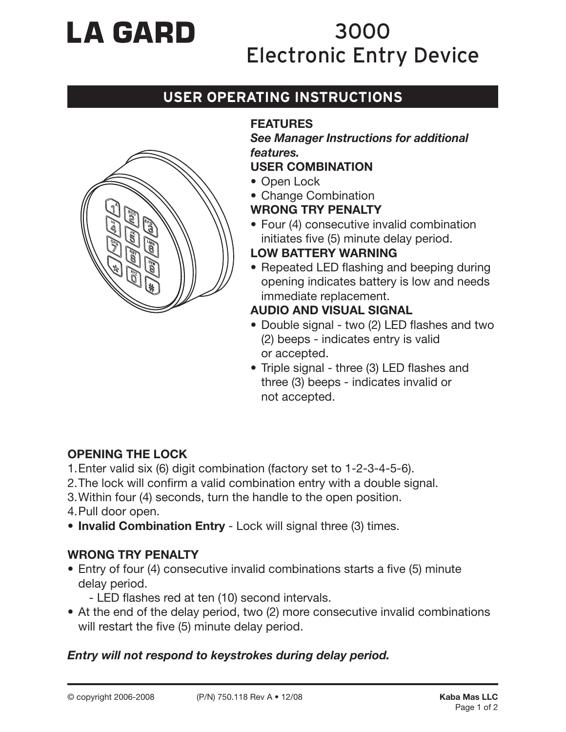# LA GARD

# 3000 Electronic Entry Device

## USER OPERATING INSTRUCTIONS

### FEATURES

***See Manager Instructions for additional features.***

**USER COMBINATION**

- Open Lock
- Change Combination

**WRONG TRY PENALTY**

- Four (4) consecutive invalid combination initiates five (5) minute delay period.

**LOW BATTERY WARNING**

- Repeated LED flashing and beeping during opening indicates battery is low and needs immediate replacement.

**AUDIO AND VISUAL SIGNAL**

- Double signal - two (2) LED flashes and two (2) beeps - indicates entry is valid or accepted.
- Triple signal - three (3) LED flashes and three (3) beeps - indicates invalid or not accepted.

### OPENING THE LOCK

1. Enter valid six (6) digit combination (factory set to 1-2-3-4-5-6).
2. The lock will confirm a valid combination entry with a double signal.
3. Within four (4) seconds, turn the handle to the open position.
4. Pull door open.

- **Invalid Combination Entry** - Lock will signal three (3) times.

### WRONG TRY PENALTY

- Entry of four (4) consecutive invalid combinations starts a five (5) minute delay period.
  - LED flashes red at ten (10) second intervals.
- At the end of the delay period, two (2) more consecutive invalid combinations will restart the five (5) minute delay period.

***Entry will not respond to keystrokes during delay period.***

© copyright 2006-2008 (P/N) 750.118 Rev A • 12/08 **Kaba Mas LLC**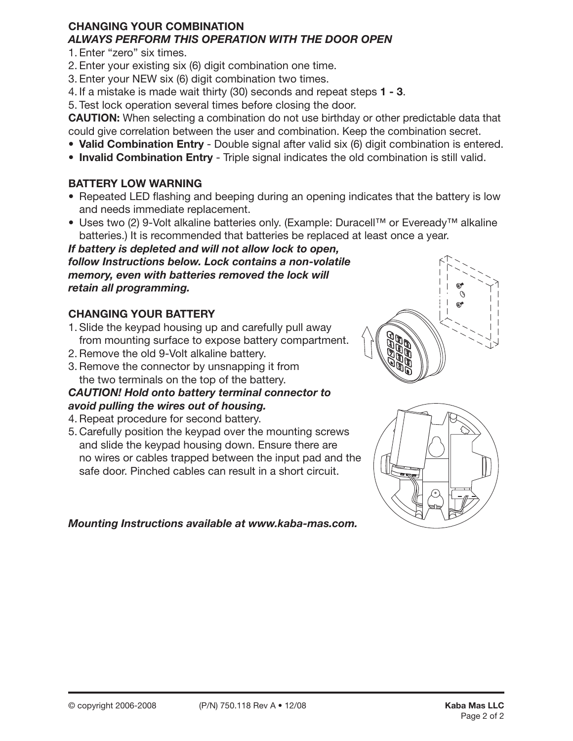## CHANGING YOUR COMBINATION

***ALWAYS PERFORM THIS OPERATION WITH THE DOOR OPEN***

1. Enter “zero” six times.
2. Enter your existing six (6) digit combination one time.
3. Enter your NEW six (6) digit combination two times.
4. If a mistake is made wait thirty (30) seconds and repeat steps **1 - 3**.
5. Test lock operation several times before closing the door.

**CAUTION:** When selecting a combination do not use birthday or other predictable data that could give correlation between the user and combination. Keep the combination secret.

- **Valid Combination Entry** - Double signal after valid six (6) digit combination is entered.
- **Invalid Combination Entry** - Triple signal indicates the old combination is still valid.

## BATTERY LOW WARNING

- Repeated LED flashing and beeping during an opening indicates that the battery is low and needs immediate replacement.
- Uses two (2) 9-Volt alkaline batteries only. (Example: Duracell™ or Eveready™ alkaline batteries.) It is recommended that batteries be replaced at least once a year.

***If battery is depleted and will not allow lock to open, follow Instructions below. Lock contains a non-volatile memory, even with batteries removed the lock will retain all programming.***

## CHANGING YOUR BATTERY

1. Slide the keypad housing up and carefully pull away from mounting surface to expose battery compartment.
2. Remove the old 9-Volt alkaline battery.
3. Remove the connector by unsnapping it from the two terminals on the top of the battery.

***CAUTION! Hold onto battery terminal connector to avoid pulling the wires out of housing.***

4. Repeat procedure for second battery.
5. Carefully position the keypad over the mounting screws and slide the keypad housing down. Ensure there are no wires or cables trapped between the input pad and the safe door. Pinched cables can result in a short circuit.

***Mounting Instructions available at www.kaba-mas.com.***

© copyright 2006-2008 (P/N) 750.118 Rev A • 12/08 **Kaba Mas LLC**